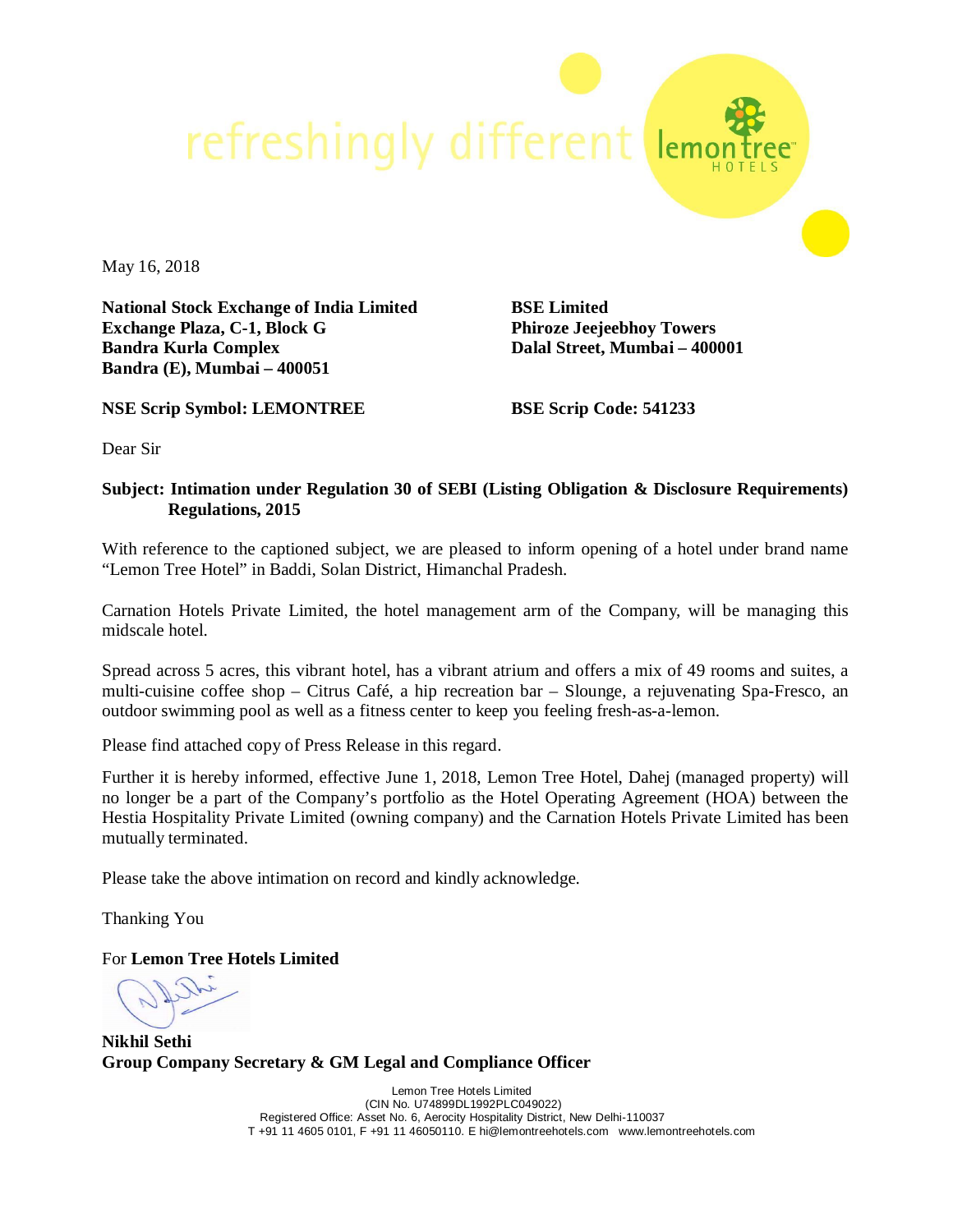May 16, 2018

**National Stock Exchange of India Limited**
**Exchange Plaza, C-1, Block G**
**Bandra Kurla Complex**
**Bandra (E), Mumbai – 400051**

**BSE Limited**
**Phiroze Jeejeebhoy Towers**
**Dalal Street, Mumbai – 400001**

**NSE Scrip Symbol: LEMONTREE**

**BSE Scrip Code: 541233**

Dear Sir

**Subject: Intimation under Regulation 30 of SEBI (Listing Obligation & Disclosure Requirements) Regulations, 2015**

With reference to the captioned subject, we are pleased to inform opening of a hotel under brand name "Lemon Tree Hotel" in Baddi, Solan District, Himanchal Pradesh.

Carnation Hotels Private Limited, the hotel management arm of the Company, will be managing this midscale hotel.

Spread across 5 acres, this vibrant hotel, has a vibrant atrium and offers a mix of 49 rooms and suites, a multi-cuisine coffee shop – Citrus Café, a hip recreation bar – Slounge, a rejuvenating Spa-Fresco, an outdoor swimming pool as well as a fitness center to keep you feeling fresh-as-a-lemon.

Please find attached copy of Press Release in this regard.

Further it is hereby informed, effective June 1, 2018, Lemon Tree Hotel, Dahej (managed property) will no longer be a part of the Company's portfolio as the Hotel Operating Agreement (HOA) between the Hestia Hospitality Private Limited (owning company) and the Carnation Hotels Private Limited has been mutually terminated.

Please take the above intimation on record and kindly acknowledge.

Thanking You

For **Lemon Tree Hotels Limited**

**Nikhil Sethi**
**Group Company Secretary & GM Legal and Compliance Officer**

Lemon Tree Hotels Limited
(CIN No. U74899DL1992PLC049022)
Registered Office: Asset No. 6, Aerocity Hospitality District, New Delhi-110037
T +91 11 4605 0101, F +91 11 46050110. E hi@lemontreehotels.com www.lemontreehotels.com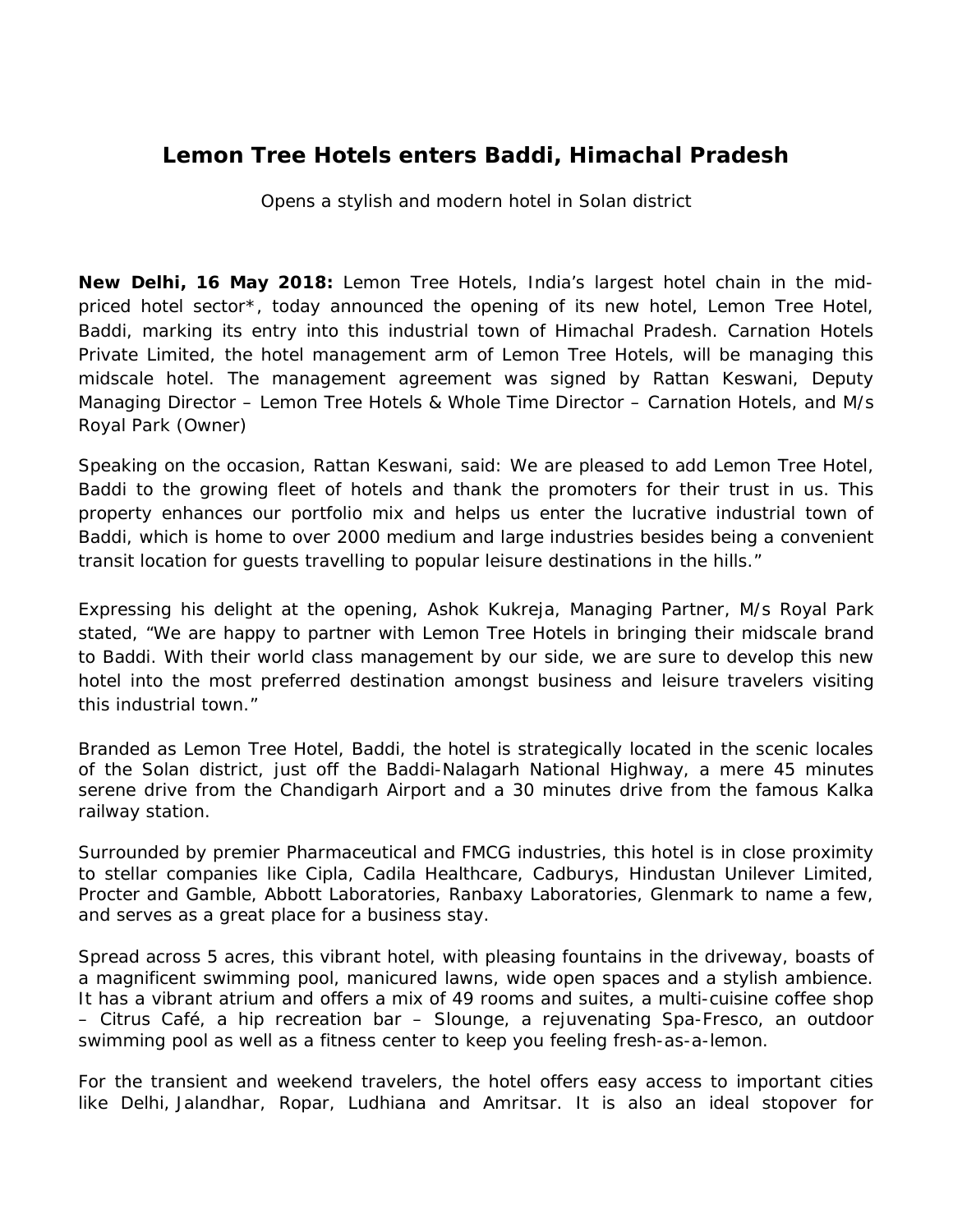# Lemon Tree Hotels enters Baddi, Himachal Pradesh

*Opens a stylish and modern hotel in Solan district*

**New Delhi, 16 May 2018:** Lemon Tree Hotels, India's largest hotel chain in the mid-priced hotel sector*, today announced the opening of its new hotel, Lemon Tree Hotel, Baddi, marking its entry into this industrial town of Himachal Pradesh. Carnation Hotels Private Limited, the hotel management arm of Lemon Tree Hotels, will be managing this midscale hotel. The management agreement was signed by Rattan Keswani, Deputy Managing Director – Lemon Tree Hotels & Whole Time Director – Carnation Hotels, and M/s Royal Park (Owner)

Speaking on the occasion, Rattan Keswani, said: We are pleased to add Lemon Tree Hotel, Baddi to the growing fleet of hotels and thank the promoters for their trust in us. This property enhances our portfolio mix and helps us enter the lucrative industrial town of Baddi, which is home to over 2000 medium and large industries besides being a convenient transit location for guests travelling to popular leisure destinations in the hills."

Expressing his delight at the opening, Ashok Kukreja, Managing Partner, M/s Royal Park stated, "We are happy to partner with Lemon Tree Hotels in bringing their midscale brand to Baddi. With their world class management by our side, we are sure to develop this new hotel into the most preferred destination amongst business and leisure travelers visiting this industrial town."

Branded as Lemon Tree Hotel, Baddi, the hotel is strategically located in the scenic locales of the Solan district, just off the Baddi-Nalagarh National Highway, a mere 45 minutes serene drive from the Chandigarh Airport and a 30 minutes drive from the famous Kalka railway station.

Surrounded by premier Pharmaceutical and FMCG industries, this hotel is in close proximity to stellar companies like Cipla, Cadila Healthcare, Cadburys, Hindustan Unilever Limited, Procter and Gamble, Abbott Laboratories, Ranbaxy Laboratories, Glenmark to name a few, and serves as a great place for a business stay.

Spread across 5 acres, this vibrant hotel, with pleasing fountains in the driveway, boasts of a magnificent swimming pool, manicured lawns, wide open spaces and a stylish ambience. It has a vibrant atrium and offers a mix of 49 rooms and suites, a multi-cuisine coffee shop – Citrus Café, a hip recreation bar – Slounge, a rejuvenating Spa-Fresco, an outdoor swimming pool as well as a fitness center to keep you feeling fresh-as-a-lemon.

For the transient and weekend travelers, the hotel offers easy access to important cities like Delhi, Jalandhar, Ropar, Ludhiana and Amritsar. It is also an ideal stopover for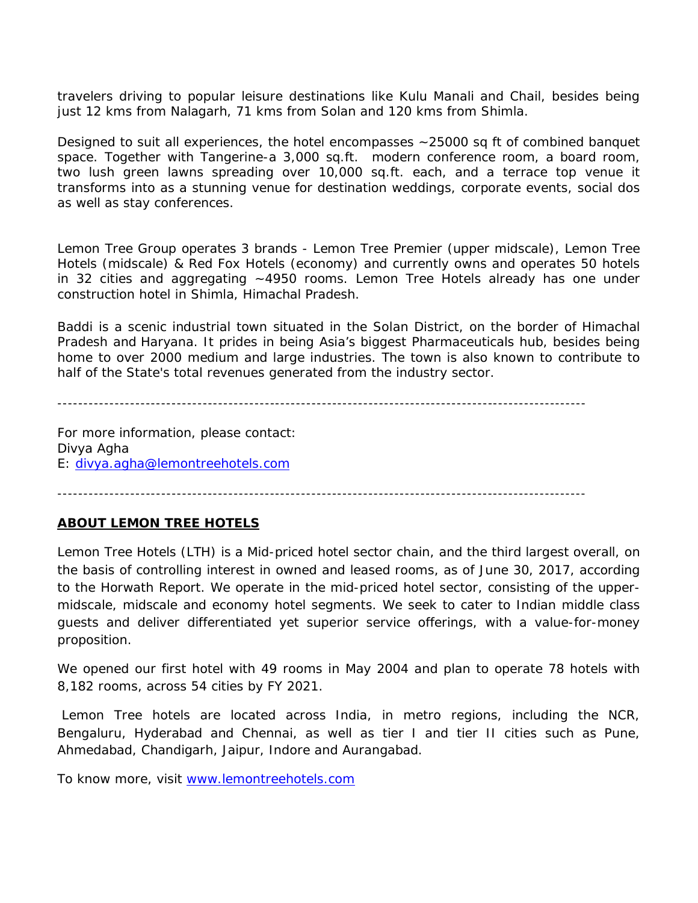travelers driving to popular leisure destinations like Kulu Manali and Chail, besides being just 12 kms from Nalagarh, 71 kms from Solan and 120 kms from Shimla.

Designed to suit all experiences, the hotel encompasses ~25000 sq ft of combined banquet space. Together with Tangerine-a 3,000 sq.ft. modern conference room, a board room, two lush green lawns spreading over 10,000 sq.ft. each, and a terrace top venue it transforms into as a stunning venue for destination weddings, corporate events, social dos as well as stay conferences.

Lemon Tree Group operates 3 brands - Lemon Tree Premier (upper midscale), Lemon Tree Hotels (midscale) & Red Fox Hotels (economy) and currently owns and operates 50 hotels in 32 cities and aggregating ~4950 rooms. Lemon Tree Hotels already has one under construction hotel in Shimla, Himachal Pradesh.

Baddi is a scenic industrial town situated in the Solan District, on the border of Himachal Pradesh and Haryana. It prides in being Asia's biggest Pharmaceuticals hub, besides being home to over 2000 medium and large industries. The town is also known to contribute to half of the State's total revenues generated from the industry sector.

---

For more information, please contact:
Divya Agha
E: divya.agha@lemontreehotels.com

---

**ABOUT LEMON TREE HOTELS**

Lemon Tree Hotels (LTH) is a Mid-priced hotel sector chain, and the third largest overall, on the basis of controlling interest in owned and leased rooms, as of June 30, 2017, according to the Horwath Report. We operate in the mid-priced hotel sector, consisting of the upper-midscale, midscale and economy hotel segments. We seek to cater to Indian middle class guests and deliver differentiated yet superior service offerings, with a value-for-money proposition.

We opened our first hotel with 49 rooms in May 2004 and plan to operate 78 hotels with 8,182 rooms, across 54 cities by FY 2021.

Lemon Tree hotels are located across India, in metro regions, including the NCR, Bengaluru, Hyderabad and Chennai, as well as tier I and tier II cities such as Pune, Ahmedabad, Chandigarh, Jaipur, Indore and Aurangabad.

To know more, visit www.lemontreehotels.com